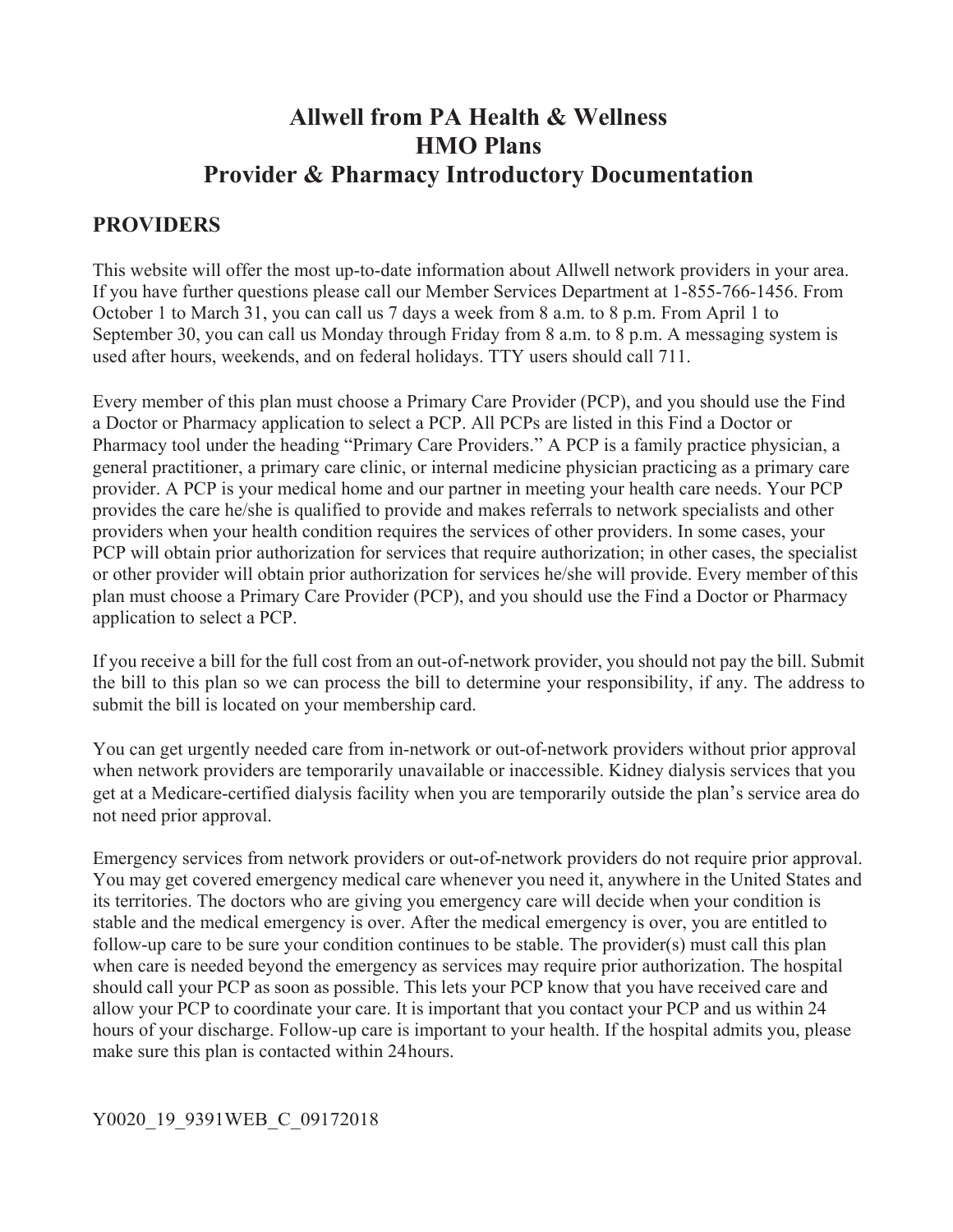# Allwell from PA Health & Wellness
# HMO Plans
# Provider & Pharmacy Introductory Documentation

## PROVIDERS

This website will offer the most up-to-date information about Allwell network providers in your area. If you have further questions please call our Member Services Department at 1-855-766-1456. From October 1 to March 31, you can call us 7 days a week from 8 a.m. to 8 p.m. From April 1 to September 30, you can call us Monday through Friday from 8 a.m. to 8 p.m. A messaging system is used after hours, weekends, and on federal holidays. TTY users should call 711.

Every member of this plan must choose a Primary Care Provider (PCP), and you should use the Find a Doctor or Pharmacy application to select a PCP. All PCPs are listed in this Find a Doctor or Pharmacy tool under the heading "Primary Care Providers." A PCP is a family practice physician, a general practitioner, a primary care clinic, or internal medicine physician practicing as a primary care provider. A PCP is your medical home and our partner in meeting your health care needs. Your PCP provides the care he/she is qualified to provide and makes referrals to network specialists and other providers when your health condition requires the services of other providers. In some cases, your PCP will obtain prior authorization for services that require authorization; in other cases, the specialist or other provider will obtain prior authorization for services he/she will provide. Every member of this plan must choose a Primary Care Provider (PCP), and you should use the Find a Doctor or Pharmacy application to select a PCP.

If you receive a bill for the full cost from an out-of-network provider, you should not pay the bill. Submit the bill to this plan so we can process the bill to determine your responsibility, if any. The address to submit the bill is located on your membership card.

You can get urgently needed care from in-network or out-of-network providers without prior approval when network providers are temporarily unavailable or inaccessible. Kidney dialysis services that you get at a Medicare-certified dialysis facility when you are temporarily outside the plan's service area do not need prior approval.

Emergency services from network providers or out-of-network providers do not require prior approval. You may get covered emergency medical care whenever you need it, anywhere in the United States and its territories. The doctors who are giving you emergency care will decide when your condition is stable and the medical emergency is over. After the medical emergency is over, you are entitled to follow-up care to be sure your condition continues to be stable. The provider(s) must call this plan when care is needed beyond the emergency as services may require prior authorization. The hospital should call your PCP as soon as possible. This lets your PCP know that you have received care and allow your PCP to coordinate your care. It is important that you contact your PCP and us within 24 hours of your discharge. Follow-up care is important to your health. If the hospital admits you, please make sure this plan is contacted within 24 hours.

Y0020_19_9391WEB_C_09172018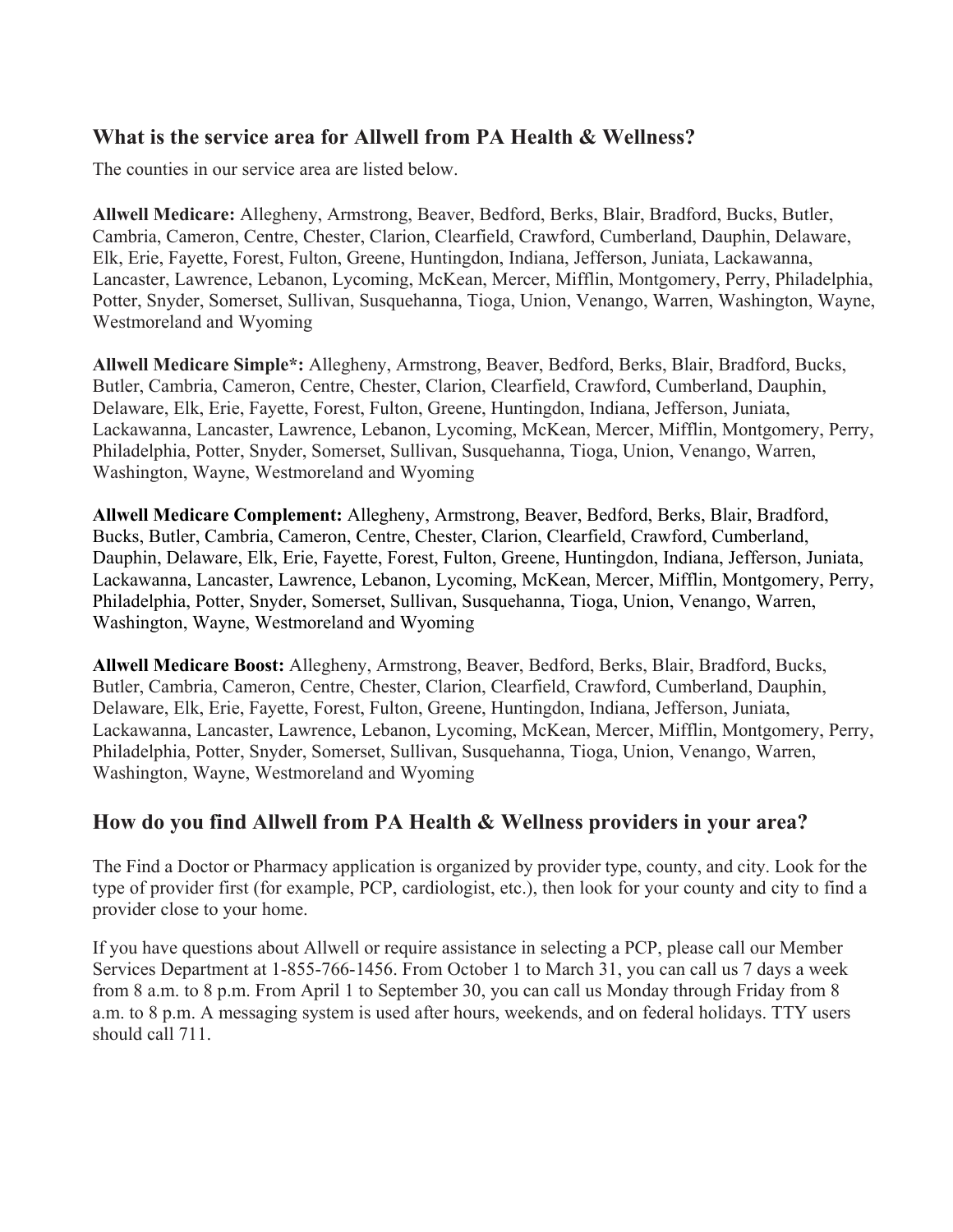## What is the service area for Allwell from PA Health & Wellness?

The counties in our service area are listed below.

**Allwell Medicare:** Allegheny, Armstrong, Beaver, Bedford, Berks, Blair, Bradford, Bucks, Butler, Cambria, Cameron, Centre, Chester, Clarion, Clearfield, Crawford, Cumberland, Dauphin, Delaware, Elk, Erie, Fayette, Forest, Fulton, Greene, Huntingdon, Indiana, Jefferson, Juniata, Lackawanna, Lancaster, Lawrence, Lebanon, Lycoming, McKean, Mercer, Mifflin, Montgomery, Perry, Philadelphia, Potter, Snyder, Somerset, Sullivan, Susquehanna, Tioga, Union, Venango, Warren, Washington, Wayne, Westmoreland and Wyoming

**Allwell Medicare Simple*:** Allegheny, Armstrong, Beaver, Bedford, Berks, Blair, Bradford, Bucks, Butler, Cambria, Cameron, Centre, Chester, Clarion, Clearfield, Crawford, Cumberland, Dauphin, Delaware, Elk, Erie, Fayette, Forest, Fulton, Greene, Huntingdon, Indiana, Jefferson, Juniata, Lackawanna, Lancaster, Lawrence, Lebanon, Lycoming, McKean, Mercer, Mifflin, Montgomery, Perry, Philadelphia, Potter, Snyder, Somerset, Sullivan, Susquehanna, Tioga, Union, Venango, Warren, Washington, Wayne, Westmoreland and Wyoming

**Allwell Medicare Complement:** Allegheny, Armstrong, Beaver, Bedford, Berks, Blair, Bradford, Bucks, Butler, Cambria, Cameron, Centre, Chester, Clarion, Clearfield, Crawford, Cumberland, Dauphin, Delaware, Elk, Erie, Fayette, Forest, Fulton, Greene, Huntingdon, Indiana, Jefferson, Juniata, Lackawanna, Lancaster, Lawrence, Lebanon, Lycoming, McKean, Mercer, Mifflin, Montgomery, Perry, Philadelphia, Potter, Snyder, Somerset, Sullivan, Susquehanna, Tioga, Union, Venango, Warren, Washington, Wayne, Westmoreland and Wyoming

**Allwell Medicare Boost:** Allegheny, Armstrong, Beaver, Bedford, Berks, Blair, Bradford, Bucks, Butler, Cambria, Cameron, Centre, Chester, Clarion, Clearfield, Crawford, Cumberland, Dauphin, Delaware, Elk, Erie, Fayette, Forest, Fulton, Greene, Huntingdon, Indiana, Jefferson, Juniata, Lackawanna, Lancaster, Lawrence, Lebanon, Lycoming, McKean, Mercer, Mifflin, Montgomery, Perry, Philadelphia, Potter, Snyder, Somerset, Sullivan, Susquehanna, Tioga, Union, Venango, Warren, Washington, Wayne, Westmoreland and Wyoming

## How do you find Allwell from PA Health & Wellness providers in your area?

The Find a Doctor or Pharmacy application is organized by provider type, county, and city. Look for the type of provider first (for example, PCP, cardiologist, etc.), then look for your county and city to find a provider close to your home.

If you have questions about Allwell or require assistance in selecting a PCP, please call our Member Services Department at 1-855-766-1456. From October 1 to March 31, you can call us 7 days a week from 8 a.m. to 8 p.m. From April 1 to September 30, you can call us Monday through Friday from 8 a.m. to 8 p.m. A messaging system is used after hours, weekends, and on federal holidays. TTY users should call 711.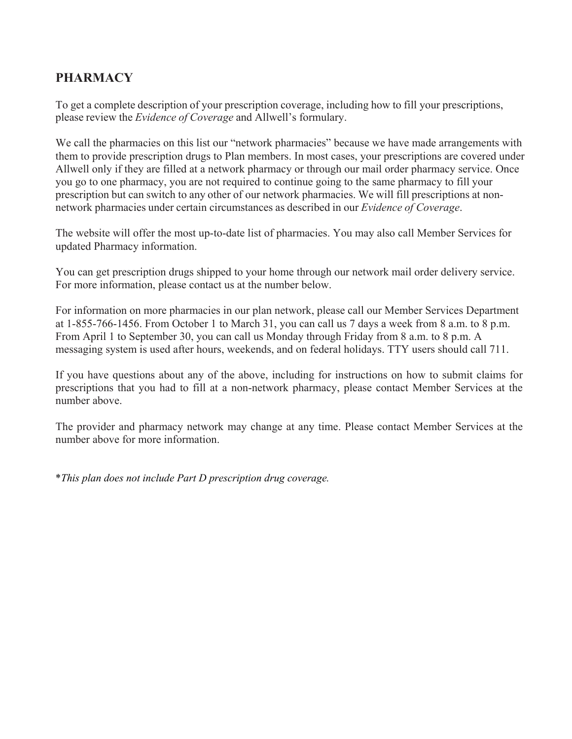## PHARMACY

To get a complete description of your prescription coverage, including how to fill your prescriptions, please review the *Evidence of Coverage* and Allwell's formulary.

We call the pharmacies on this list our "network pharmacies" because we have made arrangements with them to provide prescription drugs to Plan members. In most cases, your prescriptions are covered under Allwell only if they are filled at a network pharmacy or through our mail order pharmacy service. Once you go to one pharmacy, you are not required to continue going to the same pharmacy to fill your prescription but can switch to any other of our network pharmacies. We will fill prescriptions at non-network pharmacies under certain circumstances as described in our *Evidence of Coverage*.

The website will offer the most up-to-date list of pharmacies. You may also call Member Services for updated Pharmacy information.

You can get prescription drugs shipped to your home through our network mail order delivery service. For more information, please contact us at the number below.

For information on more pharmacies in our plan network, please call our Member Services Department at 1-855-766-1456. From October 1 to March 31, you can call us 7 days a week from 8 a.m. to 8 p.m. From April 1 to September 30, you can call us Monday through Friday from 8 a.m. to 8 p.m. A messaging system is used after hours, weekends, and on federal holidays. TTY users should call 711.

If you have questions about any of the above, including for instructions on how to submit claims for prescriptions that you had to fill at a non-network pharmacy, please contact Member Services at the number above.

The provider and pharmacy network may change at any time. Please contact Member Services at the number above for more information.

**This plan does not include Part D prescription drug coverage.*